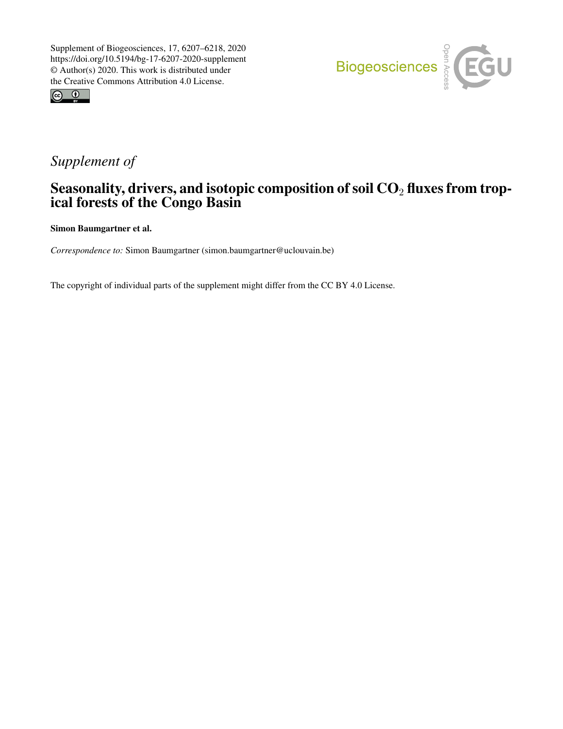Supplement of Biogeosciences, 17, 6207–6218, 2020
https://doi.org/10.5194/bg-17-6207-2020-supplement
© Author(s) 2020. This work is distributed under
the Creative Commons Attribution 4.0 License.

*Supplement of*

# Seasonality, drivers, and isotopic composition of soil $CO_2$ fluxes from tropical forests of the Congo Basin

**Simon Baumgartner et al.**

*Correspondence to:* Simon Baumgartner (simon.baumgartner@uclouvain.be)

The copyright of individual parts of the supplement might differ from the CC BY 4.0 License.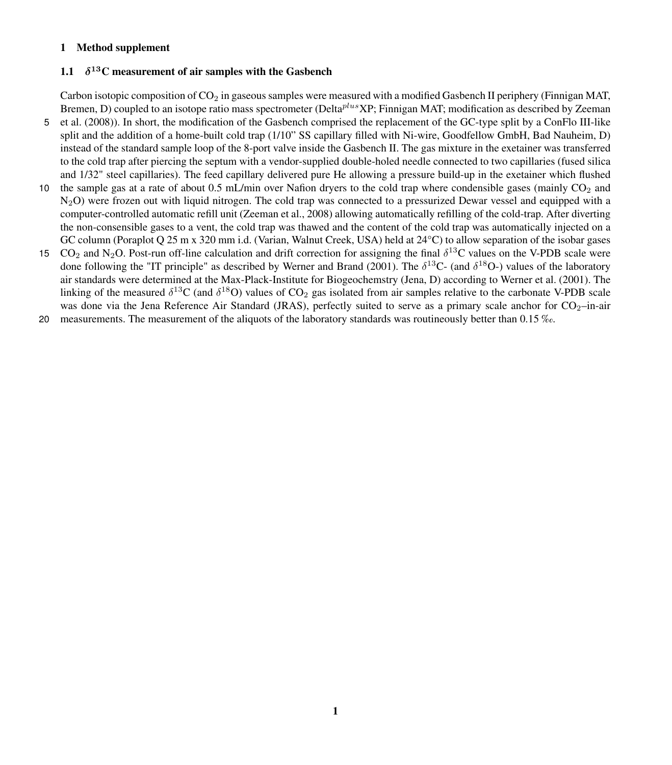# 1 Method supplement

## 1.1 $\delta^{13}$C measurement of air samples with the Gasbench

Carbon isotopic composition of $CO_2$ in gaseous samples were measured with a modified Gasbench II periphery (Finnigan MAT, Bremen, D) coupled to an isotope ratio mass spectrometer (Delta$^{plus}$XP; Finnigan MAT; modification as described by Zeeman et al. (2008)). In short, the modification of the Gasbench comprised the replacement of the GC-type split by a ConFlo III-like split and the addition of a home-built cold trap (1/10" SS capillary filled with Ni-wire, Goodfellow GmbH, Bad Nauheim, D) instead of the standard sample loop of the 8-port valve inside the Gasbench II. The gas mixture in the exetainer was transferred to the cold trap after piercing the septum with a vendor-supplied double-holed needle connected to two capillaries (fused silica and 1/32" steel capillaries). The feed capillary delivered pure He allowing a pressure build-up in the exetainer which flushed the sample gas at a rate of about 0.5 mL/min over Nafion dryers to the cold trap where condensible gases (mainly $CO_2$ and $N_2O$) were frozen out with liquid nitrogen. The cold trap was connected to a pressurized Dewar vessel and equipped with a computer-controlled automatic refill unit (Zeeman et al., 2008) allowing automatically refilling of the cold-trap. After diverting the non-consensible gases to a vent, the cold trap was thawed and the content of the cold trap was automatically injected on a GC column (Poraplot Q 25 m x 320 mm i.d. (Varian, Walnut Creek, USA) held at 24°C) to allow separation of the isobar gases $CO_2$ and $N_2O$. Post-run off-line calculation and drift correction for assigning the final $\delta^{13}$C values on the V-PDB scale were done following the "IT principle" as described by Werner and Brand (2001). The $\delta^{13}$C- (and $\delta^{18}$O-) values of the laboratory air standards were determined at the Max-Plack-Institute for Biogeochemstry (Jena, D) according to Werner et al. (2001). The linking of the measured $\delta^{13}$C (and $\delta^{18}$O) values of $CO_2$ gas isolated from air samples relative to the carbonate V-PDB scale was done via the Jena Reference Air Standard (JRAS), perfectly suited to serve as a primary scale anchor for $CO_2$–in-air measurements. The measurement of the aliquots of the laboratory standards was routineously better than 0.15 ‰.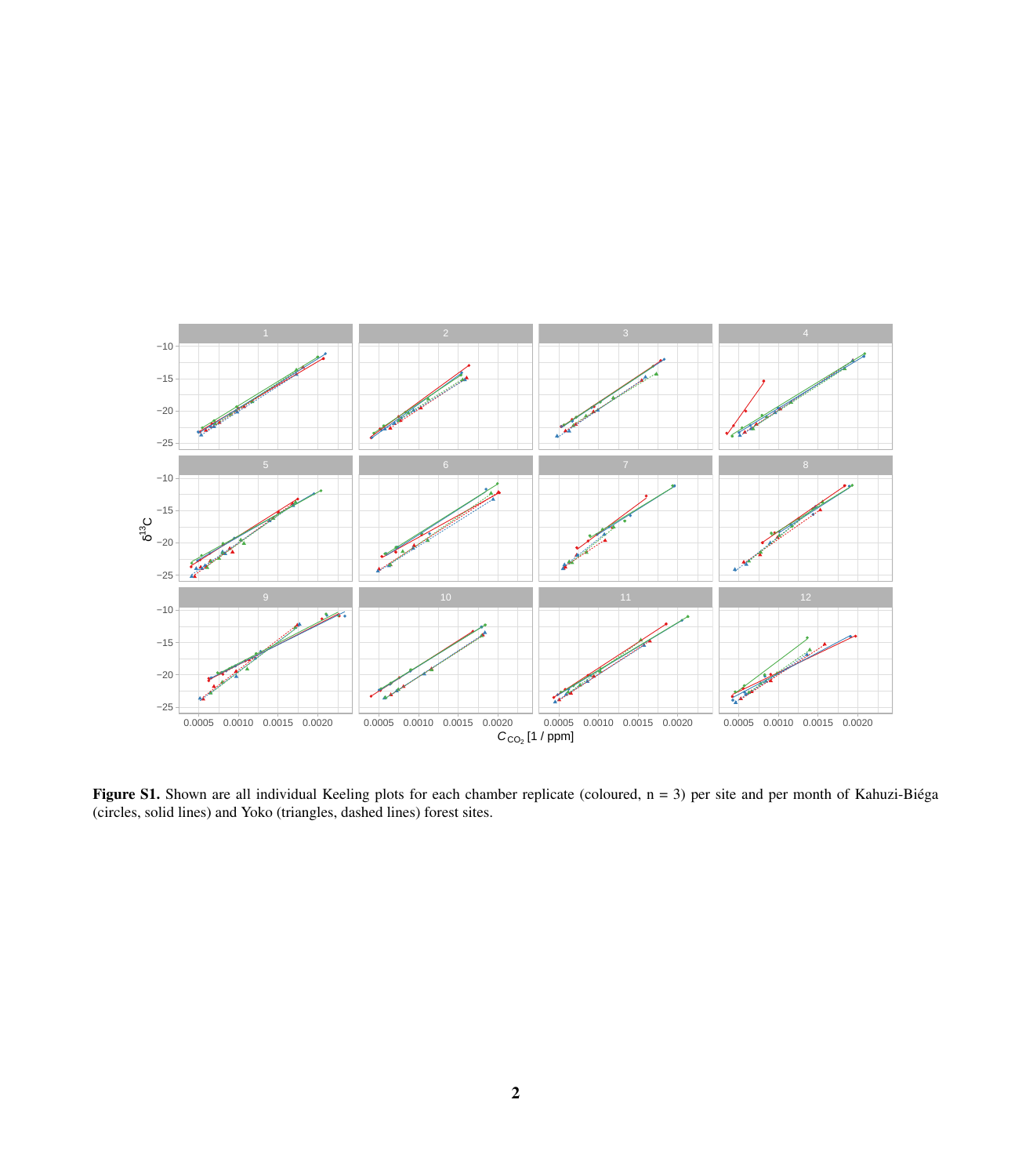**Figure S1.** Shown are all individual Keeling plots for each chamber replicate (coloured, n = 3) per site and per month of Kahuzi-Biéga (circles, solid lines) and Yoko (triangles, dashed lines) forest sites.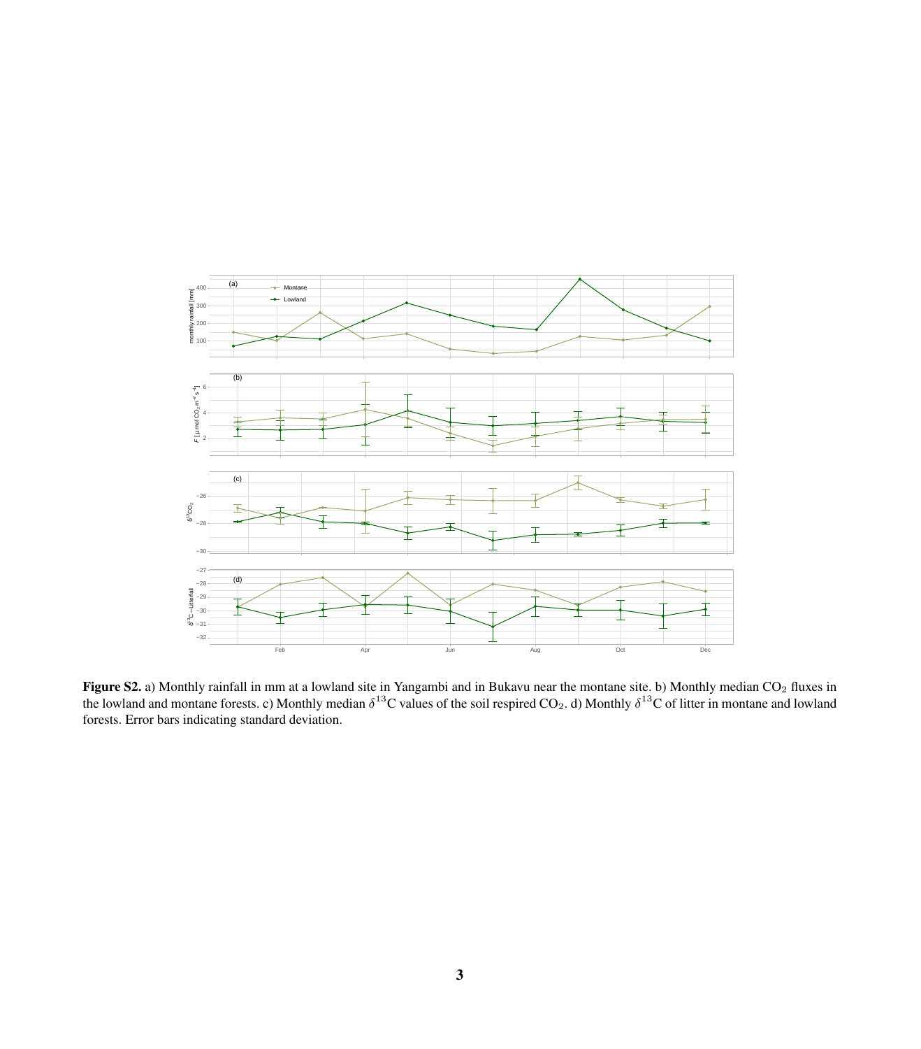**Figure S2.** a) Monthly rainfall in mm at a lowland site in Yangambi and in Bukavu near the montane site. b) Monthly median $CO_2$ fluxes in the lowland and montane forests. c) Monthly median $\delta^{13}$C values of the soil respired $CO_2$. d) Monthly $\delta^{13}$C of litter in montane and lowland forests. Error bars indicating standard deviation.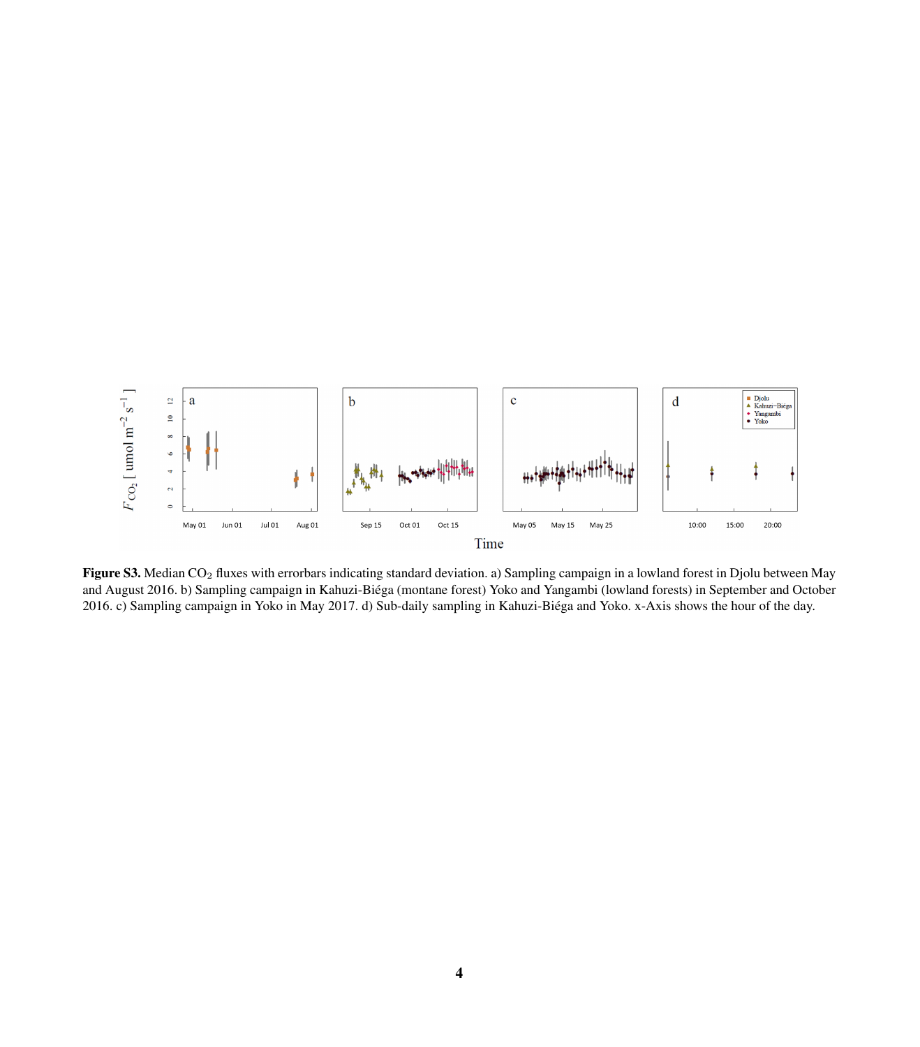**Figure S3.** Median $CO_2$ fluxes with errorbars indicating standard deviation. a) Sampling campaign in a lowland forest in Djolu between May and August 2016. b) Sampling campaign in Kahuzi-Biéga (montane forest) Yoko and Yangambi (lowland forests) in September and October 2016. c) Sampling campaign in Yoko in May 2017. d) Sub-daily sampling in Kahuzi-Biéga and Yoko. x-Axis shows the hour of the day.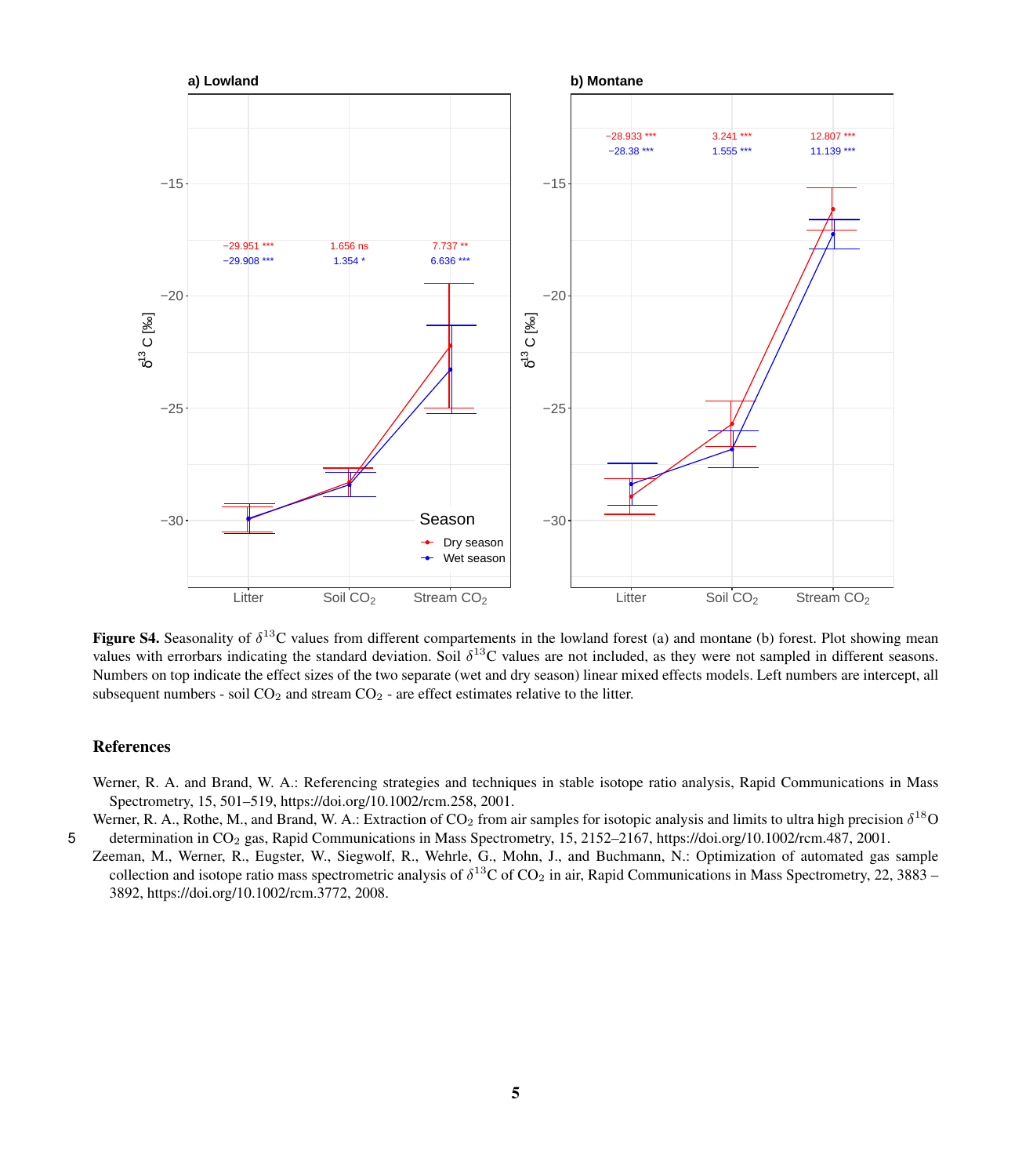a) Lowland

b) Montane

$\delta^{13}$ C [‰]

−15

−20

−25

−30

−29.951 ***
−29.908 ***

1.656 ns
1.354 *

7.737 **
6.636 ***

−28.933 ***
−28.38 ***

3.241 ***
1.555 ***

12.807 ***
11.139 ***

Season
Dry season
Wet season

Litter, Soil $CO_2$, Stream $CO_2$

**Figure S4.** Seasonality of $\delta^{13}$C values from different compartements in the lowland forest (a) and montane (b) forest. Plot showing mean values with errorbars indicating the standard deviation. Soil $\delta^{13}$C values are not included, as they were not sampled in different seasons. Numbers on top indicate the effect sizes of the two separate (wet and dry season) linear mixed effects models. Left numbers are intercept, all subsequent numbers - soil $CO_2$ and stream $CO_2$ - are effect estimates relative to the litter.

## References

Werner, R. A. and Brand, W. A.: Referencing strategies and techniques in stable isotope ratio analysis, Rapid Communications in Mass Spectrometry, 15, 501–519, https://doi.org/10.1002/rcm.258, 2001.

Werner, R. A., Rothe, M., and Brand, W. A.: Extraction of $CO_2$ from air samples for isotopic analysis and limits to ultra high precision $\delta^{18}$O determination in $CO_2$ gas, Rapid Communications in Mass Spectrometry, 15, 2152–2167, https://doi.org/10.1002/rcm.487, 2001.

Zeeman, M., Werner, R., Eugster, W., Siegwolf, R., Wehrle, G., Mohn, J., and Buchmann, N.: Optimization of automated gas sample collection and isotope ratio mass spectrometric analysis of $\delta^{13}$C of $CO_2$ in air, Rapid Communications in Mass Spectrometry, 22, 3883 – 3892, https://doi.org/10.1002/rcm.3772, 2008.